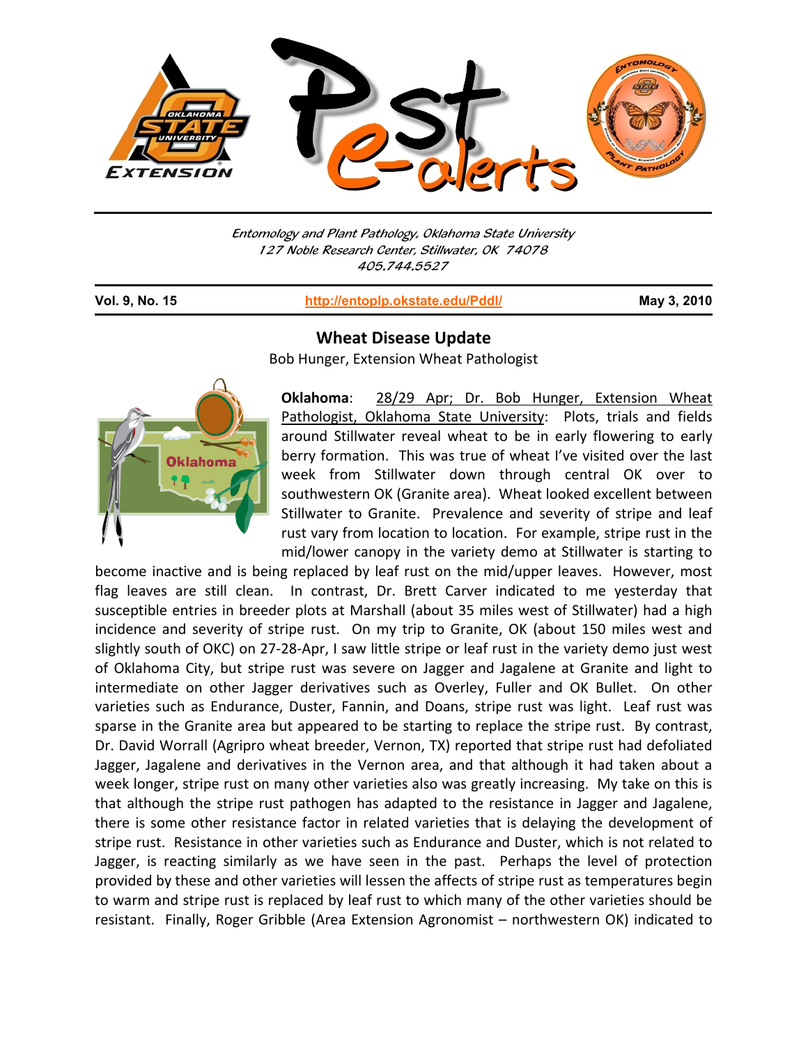Entomology and Plant Pathology, Oklahoma State University
127 Noble Research Center, Stillwater, OK 74078
405.744.5527

**Vol. 9, No. 15** | http://entoplp.okstate.edu/Pddl/ | **May 3, 2010**

## Wheat Disease Update

Bob Hunger, Extension Wheat Pathologist

**Oklahoma**: 28/29 Apr; Dr. Bob Hunger, Extension Wheat Pathologist, Oklahoma State University: Plots, trials and fields around Stillwater reveal wheat to be in early flowering to early berry formation. This was true of wheat I've visited over the last week from Stillwater down through central OK over to southwestern OK (Granite area). Wheat looked excellent between Stillwater to Granite. Prevalence and severity of stripe and leaf rust vary from location to location. For example, stripe rust in the mid/lower canopy in the variety demo at Stillwater is starting to become inactive and is being replaced by leaf rust on the mid/upper leaves. However, most flag leaves are still clean. In contrast, Dr. Brett Carver indicated to me yesterday that susceptible entries in breeder plots at Marshall (about 35 miles west of Stillwater) had a high incidence and severity of stripe rust. On my trip to Granite, OK (about 150 miles west and slightly south of OKC) on 27-28-Apr, I saw little stripe or leaf rust in the variety demo just west of Oklahoma City, but stripe rust was severe on Jagger and Jagalene at Granite and light to intermediate on other Jagger derivatives such as Overley, Fuller and OK Bullet. On other varieties such as Endurance, Duster, Fannin, and Doans, stripe rust was light. Leaf rust was sparse in the Granite area but appeared to be starting to replace the stripe rust. By contrast, Dr. David Worrall (Agripro wheat breeder, Vernon, TX) reported that stripe rust had defoliated Jagger, Jagalene and derivatives in the Vernon area, and that although it had taken about a week longer, stripe rust on many other varieties also was greatly increasing. My take on this is that although the stripe rust pathogen has adapted to the resistance in Jagger and Jagalene, there is some other resistance factor in related varieties that is delaying the development of stripe rust. Resistance in other varieties such as Endurance and Duster, which is not related to Jagger, is reacting similarly as we have seen in the past. Perhaps the level of protection provided by these and other varieties will lessen the affects of stripe rust as temperatures begin to warm and stripe rust is replaced by leaf rust to which many of the other varieties should be resistant. Finally, Roger Gribble (Area Extension Agronomist – northwestern OK) indicated to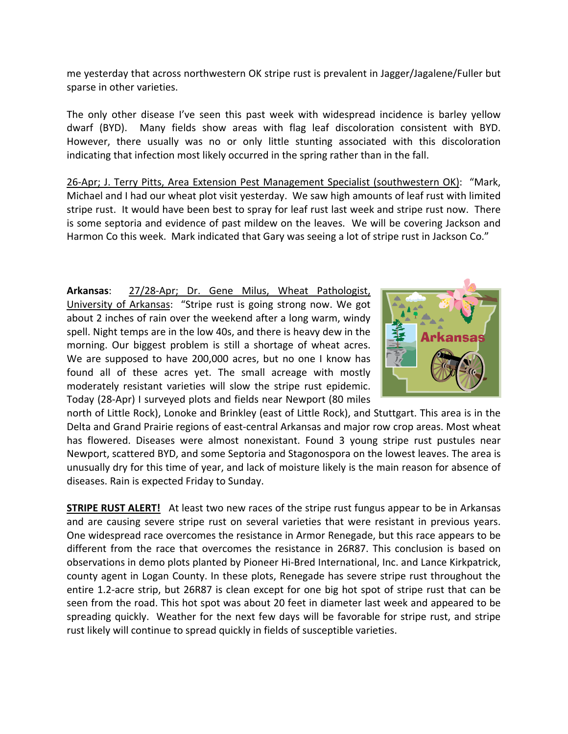me yesterday that across northwestern OK stripe rust is prevalent in Jagger/Jagalene/Fuller but sparse in other varieties.

The only other disease I've seen this past week with widespread incidence is barley yellow dwarf (BYD). Many fields show areas with flag leaf discoloration consistent with BYD. However, there usually was no or only little stunting associated with this discoloration indicating that infection most likely occurred in the spring rather than in the fall.

26-Apr; J. Terry Pitts, Area Extension Pest Management Specialist (southwestern OK): "Mark, Michael and I had our wheat plot visit yesterday. We saw high amounts of leaf rust with limited stripe rust. It would have been best to spray for leaf rust last week and stripe rust now. There is some septoria and evidence of past mildew on the leaves. We will be covering Jackson and Harmon Co this week. Mark indicated that Gary was seeing a lot of stripe rust in Jackson Co."

**Arkansas**: 27/28-Apr; Dr. Gene Milus, Wheat Pathologist, University of Arkansas: "Stripe rust is going strong now. We got about 2 inches of rain over the weekend after a long warm, windy spell. Night temps are in the low 40s, and there is heavy dew in the morning. Our biggest problem is still a shortage of wheat acres. We are supposed to have 200,000 acres, but no one I know has found all of these acres yet. The small acreage with mostly moderately resistant varieties will slow the stripe rust epidemic. Today (28-Apr) I surveyed plots and fields near Newport (80 miles north of Little Rock), Lonoke and Brinkley (east of Little Rock), and Stuttgart. This area is in the Delta and Grand Prairie regions of east-central Arkansas and major row crop areas. Most wheat has flowered. Diseases were almost nonexistant. Found 3 young stripe rust pustules near Newport, scattered BYD, and some Septoria and Stagonospora on the lowest leaves. The area is unusually dry for this time of year, and lack of moisture likely is the main reason for absence of diseases. Rain is expected Friday to Sunday.

**STRIPE RUST ALERT!** At least two new races of the stripe rust fungus appear to be in Arkansas and are causing severe stripe rust on several varieties that were resistant in previous years. One widespread race overcomes the resistance in Armor Renegade, but this race appears to be different from the race that overcomes the resistance in 26R87. This conclusion is based on observations in demo plots planted by Pioneer Hi-Bred International, Inc. and Lance Kirkpatrick, county agent in Logan County. In these plots, Renegade has severe stripe rust throughout the entire 1.2-acre strip, but 26R87 is clean except for one big hot spot of stripe rust that can be seen from the road. This hot spot was about 20 feet in diameter last week and appeared to be spreading quickly. Weather for the next few days will be favorable for stripe rust, and stripe rust likely will continue to spread quickly in fields of susceptible varieties.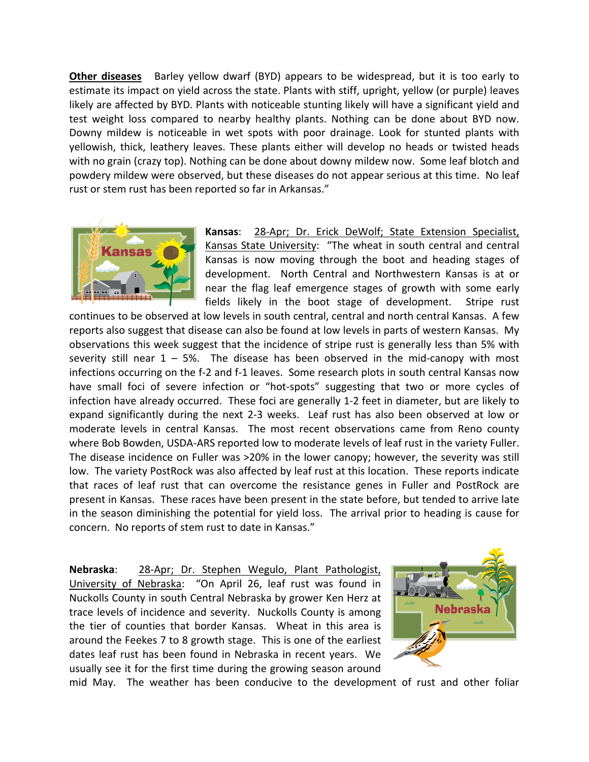**Other diseases** Barley yellow dwarf (BYD) appears to be widespread, but it is too early to estimate its impact on yield across the state. Plants with stiff, upright, yellow (or purple) leaves likely are affected by BYD. Plants with noticeable stunting likely will have a significant yield and test weight loss compared to nearby healthy plants. Nothing can be done about BYD now. Downy mildew is noticeable in wet spots with poor drainage. Look for stunted plants with yellowish, thick, leathery leaves. These plants either will develop no heads or twisted heads with no grain (crazy top). Nothing can be done about downy mildew now. Some leaf blotch and powdery mildew were observed, but these diseases do not appear serious at this time. No leaf rust or stem rust has been reported so far in Arkansas."

**Kansas**: 28-Apr; Dr. Erick DeWolf; State Extension Specialist, Kansas State University: "The wheat in south central and central Kansas is now moving through the boot and heading stages of development. North Central and Northwestern Kansas is at or near the flag leaf emergence stages of growth with some early fields likely in the boot stage of development. Stripe rust continues to be observed at low levels in south central, central and north central Kansas. A few reports also suggest that disease can also be found at low levels in parts of western Kansas. My observations this week suggest that the incidence of stripe rust is generally less than 5% with severity still near 1 – 5%. The disease has been observed in the mid-canopy with most infections occurring on the f-2 and f-1 leaves. Some research plots in south central Kansas now have small foci of severe infection or "hot-spots" suggesting that two or more cycles of infection have already occurred. These foci are generally 1-2 feet in diameter, but are likely to expand significantly during the next 2-3 weeks. Leaf rust has also been observed at low or moderate levels in central Kansas. The most recent observations came from Reno county where Bob Bowden, USDA-ARS reported low to moderate levels of leaf rust in the variety Fuller. The disease incidence on Fuller was >20% in the lower canopy; however, the severity was still low. The variety PostRock was also affected by leaf rust at this location. These reports indicate that races of leaf rust that can overcome the resistance genes in Fuller and PostRock are present in Kansas. These races have been present in the state before, but tended to arrive late in the season diminishing the potential for yield loss. The arrival prior to heading is cause for concern. No reports of stem rust to date in Kansas."

**Nebraska**: 28-Apr; Dr. Stephen Wegulo, Plant Pathologist, University of Nebraska: "On April 26, leaf rust was found in Nuckolls County in south Central Nebraska by grower Ken Herz at trace levels of incidence and severity. Nuckolls County is among the tier of counties that border Kansas. Wheat in this area is around the Feekes 7 to 8 growth stage. This is one of the earliest dates leaf rust has been found in Nebraska in recent years. We usually see it for the first time during the growing season around mid May. The weather has been conducive to the development of rust and other foliar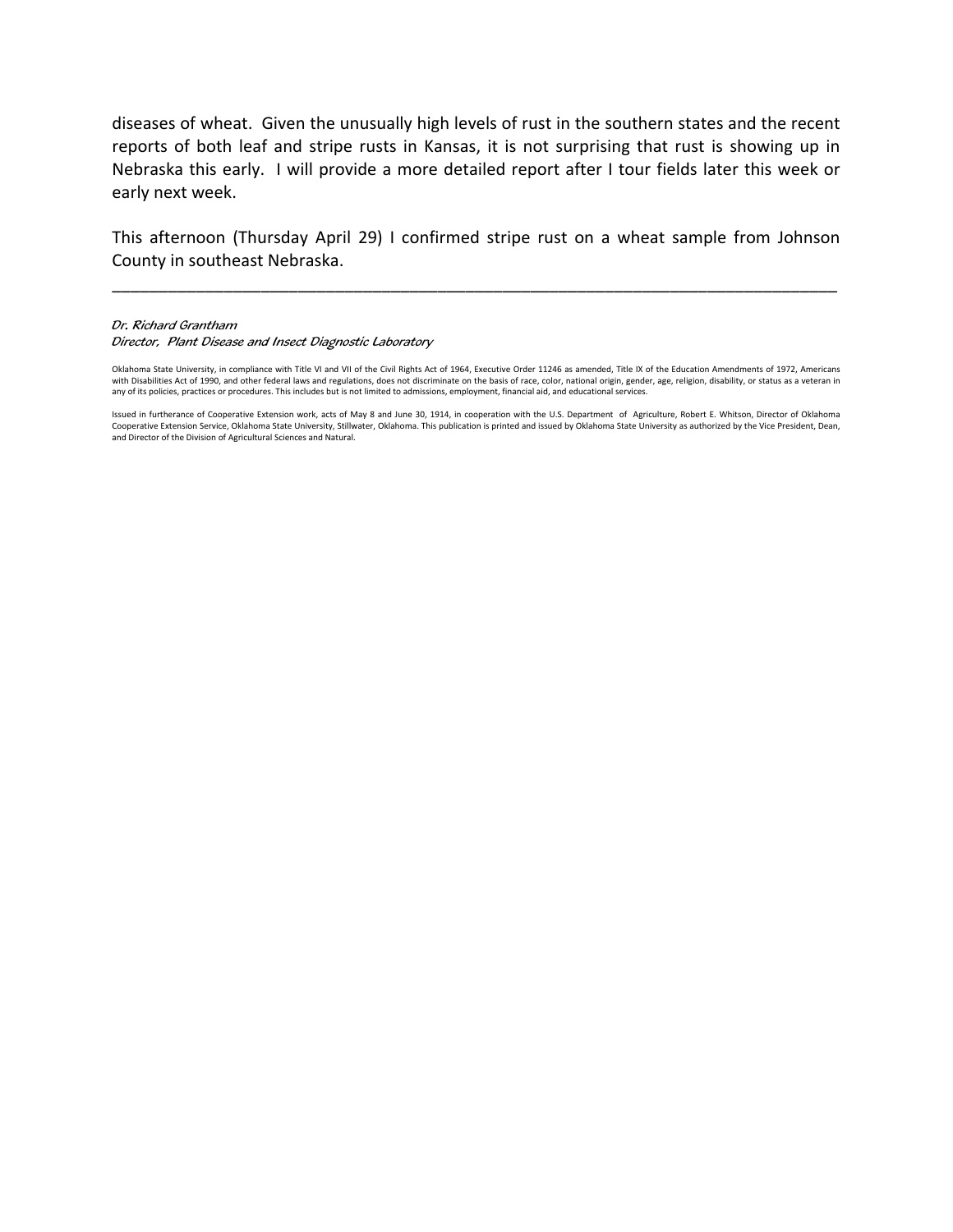diseases of wheat. Given the unusually high levels of rust in the southern states and the recent reports of both leaf and stripe rusts in Kansas, it is not surprising that rust is showing up in Nebraska this early. I will provide a more detailed report after I tour fields later this week or early next week.

This afternoon (Thursday April 29) I confirmed stripe rust on a wheat sample from Johnson County in southeast Nebraska.

---

*Dr. Richard Grantham*
*Director, Plant Disease and Insect Diagnostic Laboratory*

Oklahoma State University, in compliance with Title VI and VII of the Civil Rights Act of 1964, Executive Order 11246 as amended, Title IX of the Education Amendments of 1972, Americans with Disabilities Act of 1990, and other federal laws and regulations, does not discriminate on the basis of race, color, national origin, gender, age, religion, disability, or status as a veteran in any of its policies, practices or procedures. This includes but is not limited to admissions, employment, financial aid, and educational services.

Issued in furtherance of Cooperative Extension work, acts of May 8 and June 30, 1914, in cooperation with the U.S. Department of Agriculture, Robert E. Whitson, Director of Oklahoma Cooperative Extension Service, Oklahoma State University, Stillwater, Oklahoma. This publication is printed and issued by Oklahoma State University as authorized by the Vice President, Dean, and Director of the Division of Agricultural Sciences and Natural.